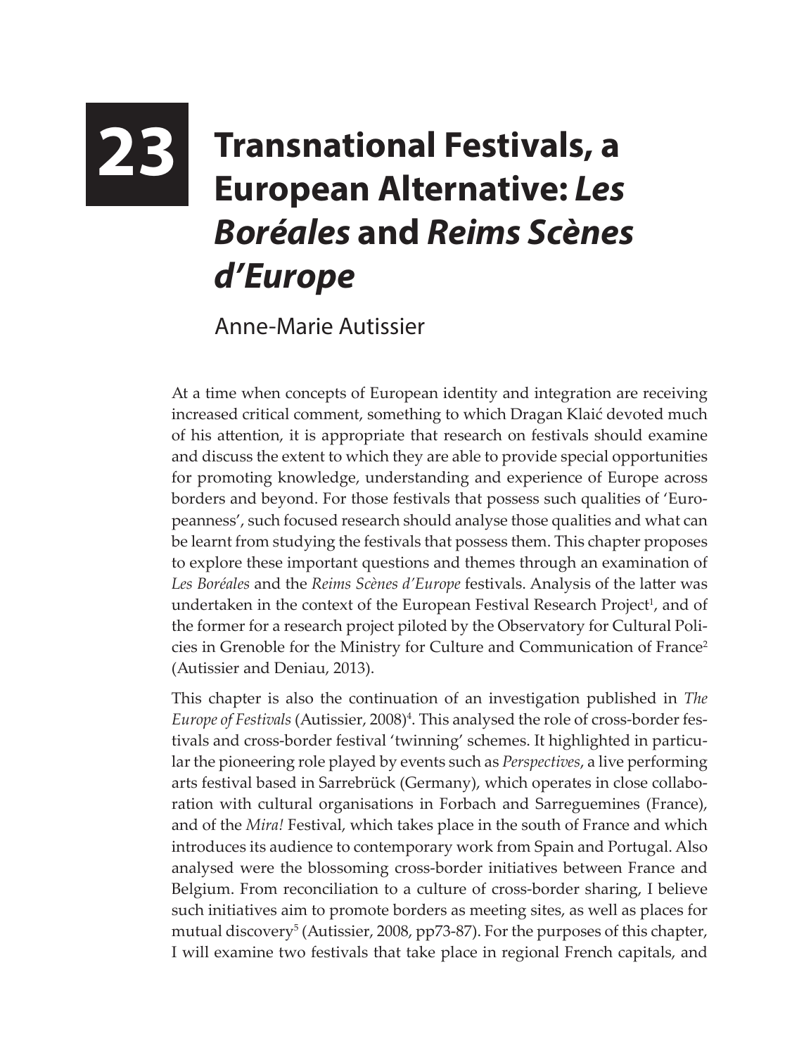# 23 Transnational Festivals, a European Alternative: *Les Boréales* and *Reims Scènes d'Europe*

Anne-Marie Autissier

At a time when concepts of European identity and integration are receiving increased critical comment, something to which Dragan Klaić devoted much of his attention, it is appropriate that research on festivals should examine and discuss the extent to which they are able to provide special opportunities for promoting knowledge, understanding and experience of Europe across borders and beyond. For those festivals that possess such qualities of 'Europeanness', such focused research should analyse those qualities and what can be learnt from studying the festivals that possess them. This chapter proposes to explore these important questions and themes through an examination of *Les Boréales* and the *Reims Scènes d'Europe* festivals. Analysis of the latter was undertaken in the context of the European Festival Research Project[1], and of the former for a research project piloted by the Observatory for Cultural Policies in Grenoble for the Ministry for Culture and Communication of France[2] (Autissier and Deniau, 2013).

This chapter is also the continuation of an investigation published in *The Europe of Festivals* (Autissier, 2008)[4]. This analysed the role of cross-border festivals and cross-border festival 'twinning' schemes. It highlighted in particular the pioneering role played by events such as *Perspectives*, a live performing arts festival based in Sarrebrück (Germany), which operates in close collaboration with cultural organisations in Forbach and Sarreguemines (France), and of the *Mira!* Festival, which takes place in the south of France and which introduces its audience to contemporary work from Spain and Portugal. Also analysed were the blossoming cross-border initiatives between France and Belgium. From reconciliation to a culture of cross-border sharing, I believe such initiatives aim to promote borders as meeting sites, as well as places for mutual discovery[5] (Autissier, 2008, pp73-87). For the purposes of this chapter, I will examine two festivals that take place in regional French capitals, and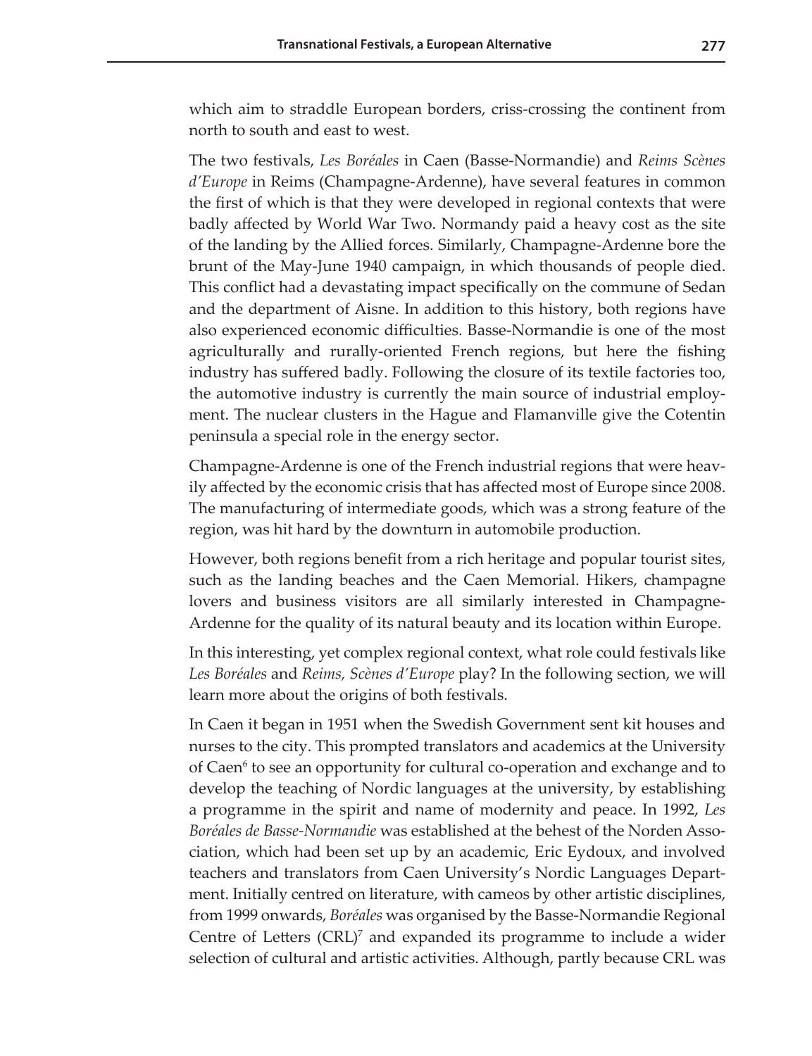which aim to straddle European borders, criss-crossing the continent from north to south and east to west.

The two festivals, *Les Boréales* in Caen (Basse-Normandie) and *Reims Scènes d'Europe* in Reims (Champagne-Ardenne), have several features in common the first of which is that they were developed in regional contexts that were badly affected by World War Two. Normandy paid a heavy cost as the site of the landing by the Allied forces. Similarly, Champagne-Ardenne bore the brunt of the May-June 1940 campaign, in which thousands of people died. This conflict had a devastating impact specifically on the commune of Sedan and the department of Aisne. In addition to this history, both regions have also experienced economic difficulties. Basse-Normandie is one of the most agriculturally and rurally-oriented French regions, but here the fishing industry has suffered badly. Following the closure of its textile factories too, the automotive industry is currently the main source of industrial employment. The nuclear clusters in the Hague and Flamanville give the Cotentin peninsula a special role in the energy sector.

Champagne-Ardenne is one of the French industrial regions that were heavily affected by the economic crisis that has affected most of Europe since 2008. The manufacturing of intermediate goods, which was a strong feature of the region, was hit hard by the downturn in automobile production.

However, both regions benefit from a rich heritage and popular tourist sites, such as the landing beaches and the Caen Memorial. Hikers, champagne lovers and business visitors are all similarly interested in Champagne-Ardenne for the quality of its natural beauty and its location within Europe.

In this interesting, yet complex regional context, what role could festivals like *Les Boréales* and *Reims, Scènes d'Europe* play? In the following section, we will learn more about the origins of both festivals.

In Caen it began in 1951 when the Swedish Government sent kit houses and nurses to the city. This prompted translators and academics at the University of Caen[6] to see an opportunity for cultural co-operation and exchange and to develop the teaching of Nordic languages at the university, by establishing a programme in the spirit and name of modernity and peace. In 1992, *Les Boréales de Basse-Normandie* was established at the behest of the Norden Association, which had been set up by an academic, Eric Eydoux, and involved teachers and translators from Caen University's Nordic Languages Department. Initially centred on literature, with cameos by other artistic disciplines, from 1999 onwards, *Boréales* was organised by the Basse-Normandie Regional Centre of Letters (CRL)[7] and expanded its programme to include a wider selection of cultural and artistic activities. Although, partly because CRL was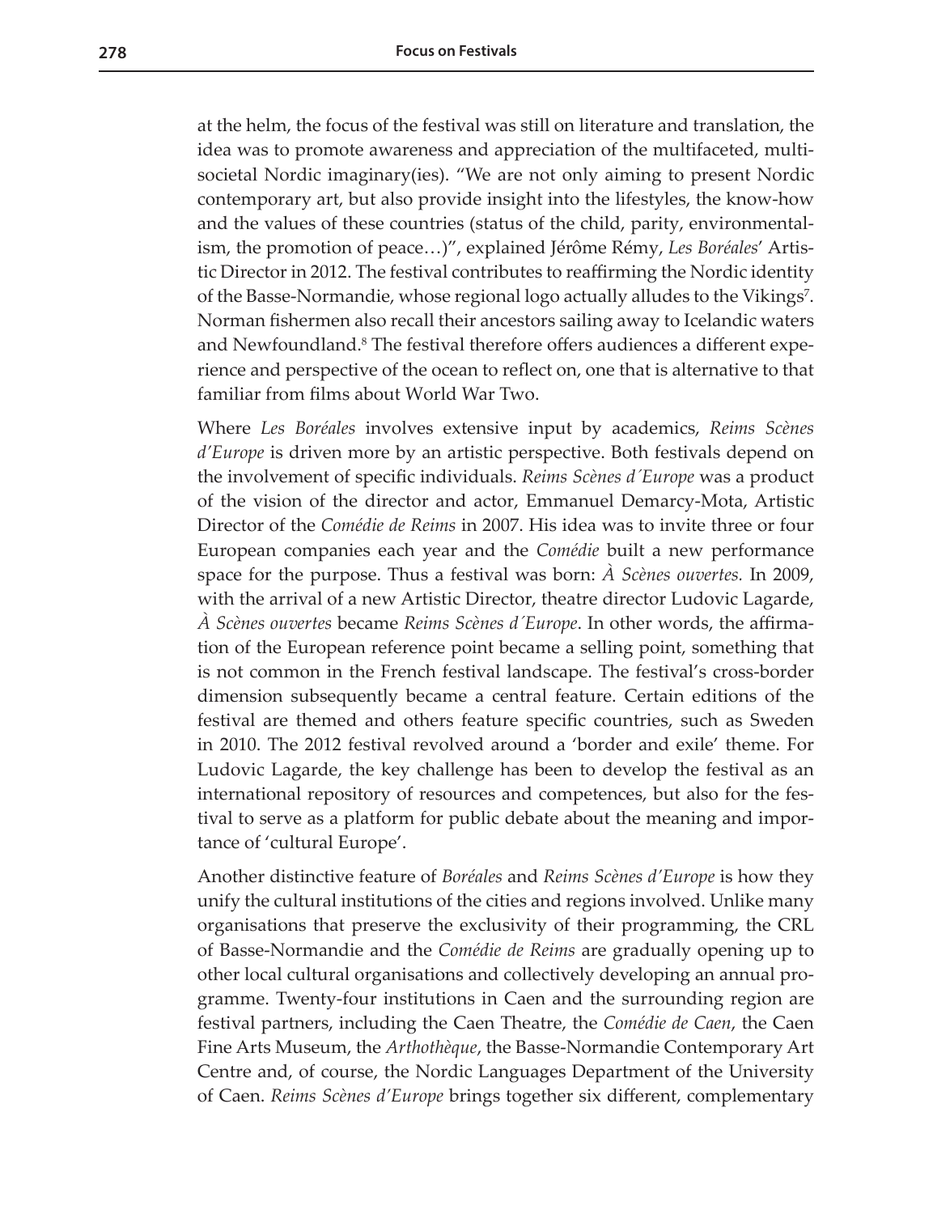at the helm, the focus of the festival was still on literature and translation, the idea was to promote awareness and appreciation of the multifaceted, multi-societal Nordic imaginary(ies). "We are not only aiming to present Nordic contemporary art, but also provide insight into the lifestyles, the know-how and the values of these countries (status of the child, parity, environmentalism, the promotion of peace…)", explained Jérôme Rémy, *Les Boréales*' Artistic Director in 2012. The festival contributes to reaffirming the Nordic identity of the Basse-Normandie, whose regional logo actually alludes to the Vikings[7]. Norman fishermen also recall their ancestors sailing away to Icelandic waters and Newfoundland.[8] The festival therefore offers audiences a different experience and perspective of the ocean to reflect on, one that is alternative to that familiar from films about World War Two.

Where *Les Boréales* involves extensive input by academics, *Reims Scènes d'Europe* is driven more by an artistic perspective. Both festivals depend on the involvement of specific individuals. *Reims Scènes d´Europe* was a product of the vision of the director and actor, Emmanuel Demarcy-Mota, Artistic Director of the *Comédie de Reims* in 2007. His idea was to invite three or four European companies each year and the *Comédie* built a new performance space for the purpose. Thus a festival was born: *À Scènes ouvertes.* In 2009, with the arrival of a new Artistic Director, theatre director Ludovic Lagarde, *À Scènes ouvertes* became *Reims Scènes d´Europe*. In other words, the affirmation of the European reference point became a selling point, something that is not common in the French festival landscape. The festival's cross-border dimension subsequently became a central feature. Certain editions of the festival are themed and others feature specific countries, such as Sweden in 2010. The 2012 festival revolved around a 'border and exile' theme. For Ludovic Lagarde, the key challenge has been to develop the festival as an international repository of resources and competences, but also for the festival to serve as a platform for public debate about the meaning and importance of 'cultural Europe'.

Another distinctive feature of *Boréales* and *Reims Scènes d'Europe* is how they unify the cultural institutions of the cities and regions involved. Unlike many organisations that preserve the exclusivity of their programming, the CRL of Basse-Normandie and the *Comédie de Reims* are gradually opening up to other local cultural organisations and collectively developing an annual programme. Twenty-four institutions in Caen and the surrounding region are festival partners, including the Caen Theatre, the *Comédie de Caen*, the Caen Fine Arts Museum, the *Arthothèque*, the Basse-Normandie Contemporary Art Centre and, of course, the Nordic Languages Department of the University of Caen. *Reims Scènes d'Europe* brings together six different, complementary